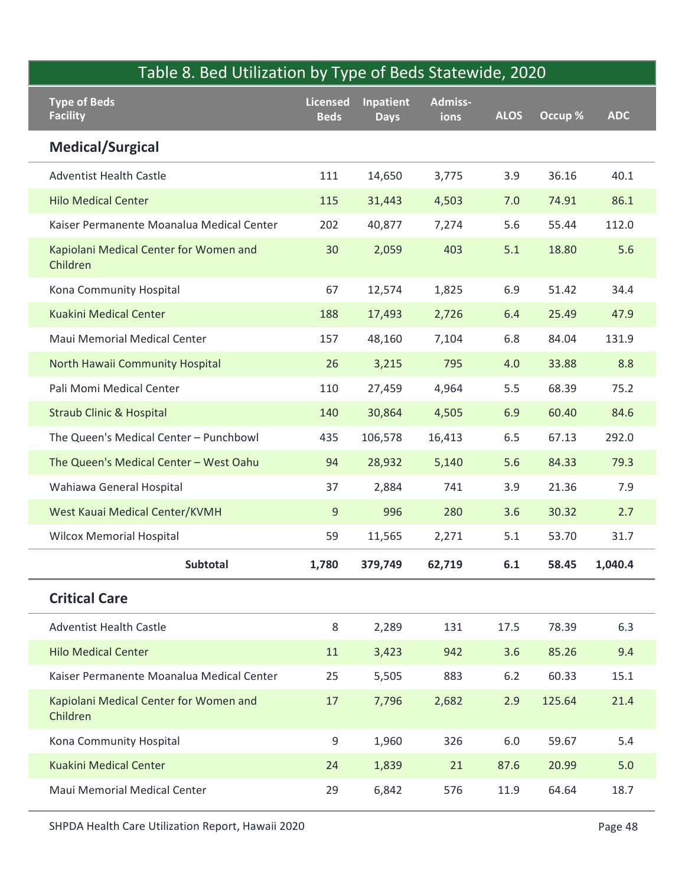## Table 8. Bed Utilization by Type of Beds Statewide, 2020

| Type of Beds Facility | Licensed Beds | Inpatient Days | Admiss-ions | ALOS | Occup % | ADC |
|---|---|---|---|---|---|---|
| **Medical/Surgical** | | | | | | |
| Adventist Health Castle | 111 | 14,650 | 3,775 | 3.9 | 36.16 | 40.1 |
| Hilo Medical Center | 115 | 31,443 | 4,503 | 7.0 | 74.91 | 86.1 |
| Kaiser Permanente Moanalua Medical Center | 202 | 40,877 | 7,274 | 5.6 | 55.44 | 112.0 |
| Kapiolani Medical Center for Women and Children | 30 | 2,059 | 403 | 5.1 | 18.80 | 5.6 |
| Kona Community Hospital | 67 | 12,574 | 1,825 | 6.9 | 51.42 | 34.4 |
| Kuakini Medical Center | 188 | 17,493 | 2,726 | 6.4 | 25.49 | 47.9 |
| Maui Memorial Medical Center | 157 | 48,160 | 7,104 | 6.8 | 84.04 | 131.9 |
| North Hawaii Community Hospital | 26 | 3,215 | 795 | 4.0 | 33.88 | 8.8 |
| Pali Momi Medical Center | 110 | 27,459 | 4,964 | 5.5 | 68.39 | 75.2 |
| Straub Clinic & Hospital | 140 | 30,864 | 4,505 | 6.9 | 60.40 | 84.6 |
| The Queen's Medical Center – Punchbowl | 435 | 106,578 | 16,413 | 6.5 | 67.13 | 292.0 |
| The Queen's Medical Center – West Oahu | 94 | 28,932 | 5,140 | 5.6 | 84.33 | 79.3 |
| Wahiawa General Hospital | 37 | 2,884 | 741 | 3.9 | 21.36 | 7.9 |
| West Kauai Medical Center/KVMH | 9 | 996 | 280 | 3.6 | 30.32 | 2.7 |
| Wilcox Memorial Hospital | 59 | 11,565 | 2,271 | 5.1 | 53.70 | 31.7 |
| **Subtotal** | **1,780** | **379,749** | **62,719** | **6.1** | **58.45** | **1,040.4** |
| **Critical Care** | | | | | | |
| Adventist Health Castle | 8 | 2,289 | 131 | 17.5 | 78.39 | 6.3 |
| Hilo Medical Center | 11 | 3,423 | 942 | 3.6 | 85.26 | 9.4 |
| Kaiser Permanente Moanalua Medical Center | 25 | 5,505 | 883 | 6.2 | 60.33 | 15.1 |
| Kapiolani Medical Center for Women and Children | 17 | 7,796 | 2,682 | 2.9 | 125.64 | 21.4 |
| Kona Community Hospital | 9 | 1,960 | 326 | 6.0 | 59.67 | 5.4 |
| Kuakini Medical Center | 24 | 1,839 | 21 | 87.6 | 20.99 | 5.0 |
| Maui Memorial Medical Center | 29 | 6,842 | 576 | 11.9 | 64.64 | 18.7 |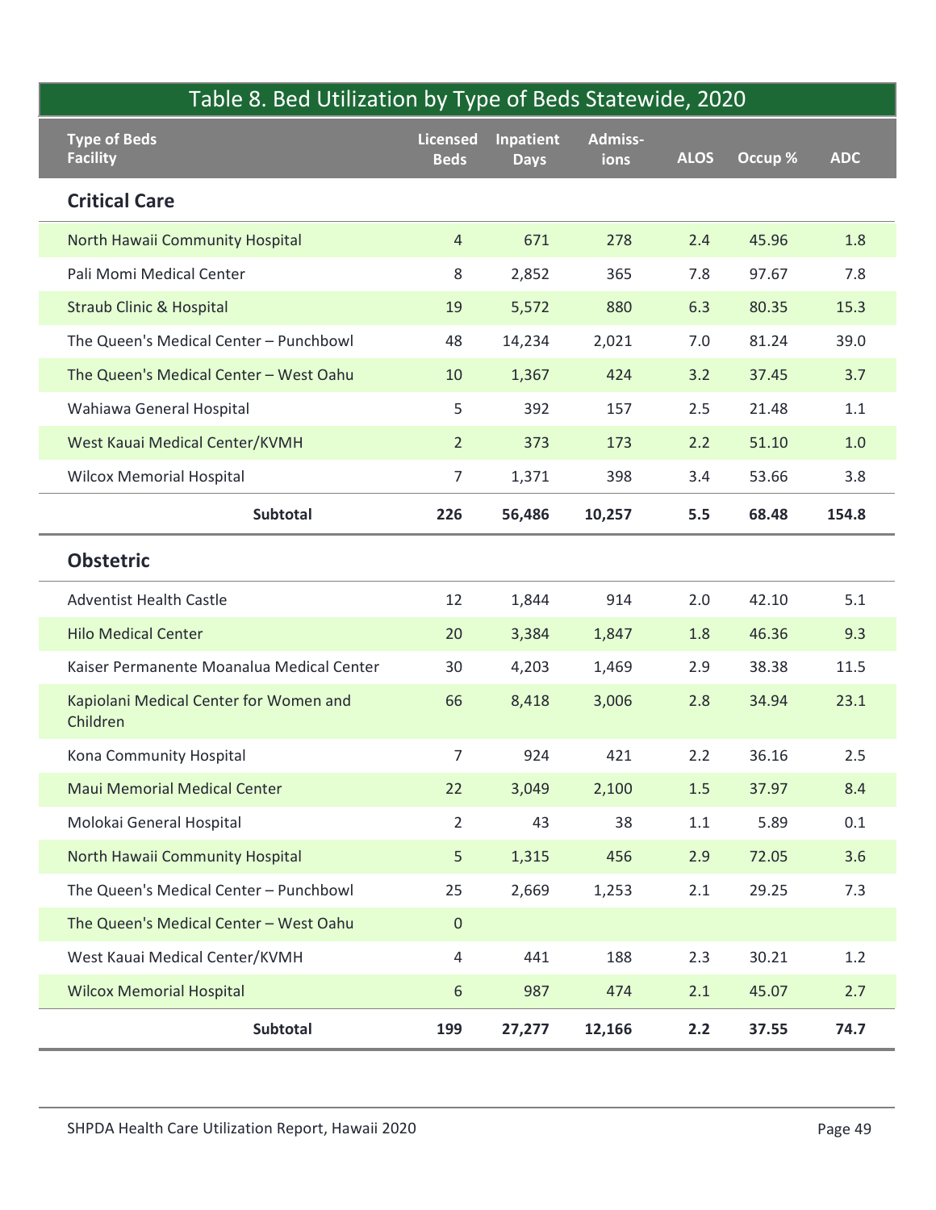## Table 8. Bed Utilization by Type of Beds Statewide, 2020

| Type of Beds<br>Facility | Licensed Beds | Inpatient Days | Admiss-ions | ALOS | Occup % | ADC |
|---|---|---|---|---|---|---|
| **Critical Care** | | | | | | |
| North Hawaii Community Hospital | 4 | 671 | 278 | 2.4 | 45.96 | 1.8 |
| Pali Momi Medical Center | 8 | 2,852 | 365 | 7.8 | 97.67 | 7.8 |
| Straub Clinic & Hospital | 19 | 5,572 | 880 | 6.3 | 80.35 | 15.3 |
| The Queen's Medical Center – Punchbowl | 48 | 14,234 | 2,021 | 7.0 | 81.24 | 39.0 |
| The Queen's Medical Center – West Oahu | 10 | 1,367 | 424 | 3.2 | 37.45 | 3.7 |
| Wahiawa General Hospital | 5 | 392 | 157 | 2.5 | 21.48 | 1.1 |
| West Kauai Medical Center/KVMH | 2 | 373 | 173 | 2.2 | 51.10 | 1.0 |
| Wilcox Memorial Hospital | 7 | 1,371 | 398 | 3.4 | 53.66 | 3.8 |
| **Subtotal** | **226** | **56,486** | **10,257** | **5.5** | **68.48** | **154.8** |
| **Obstetric** | | | | | | |
| Adventist Health Castle | 12 | 1,844 | 914 | 2.0 | 42.10 | 5.1 |
| Hilo Medical Center | 20 | 3,384 | 1,847 | 1.8 | 46.36 | 9.3 |
| Kaiser Permanente Moanalua Medical Center | 30 | 4,203 | 1,469 | 2.9 | 38.38 | 11.5 |
| Kapiolani Medical Center for Women and Children | 66 | 8,418 | 3,006 | 2.8 | 34.94 | 23.1 |
| Kona Community Hospital | 7 | 924 | 421 | 2.2 | 36.16 | 2.5 |
| Maui Memorial Medical Center | 22 | 3,049 | 2,100 | 1.5 | 37.97 | 8.4 |
| Molokai General Hospital | 2 | 43 | 38 | 1.1 | 5.89 | 0.1 |
| North Hawaii Community Hospital | 5 | 1,315 | 456 | 2.9 | 72.05 | 3.6 |
| The Queen's Medical Center – Punchbowl | 25 | 2,669 | 1,253 | 2.1 | 29.25 | 7.3 |
| The Queen's Medical Center – West Oahu | 0 | | | | | |
| West Kauai Medical Center/KVMH | 4 | 441 | 188 | 2.3 | 30.21 | 1.2 |
| Wilcox Memorial Hospital | 6 | 987 | 474 | 2.1 | 45.07 | 2.7 |
| **Subtotal** | **199** | **27,277** | **12,166** | **2.2** | **37.55** | **74.7** |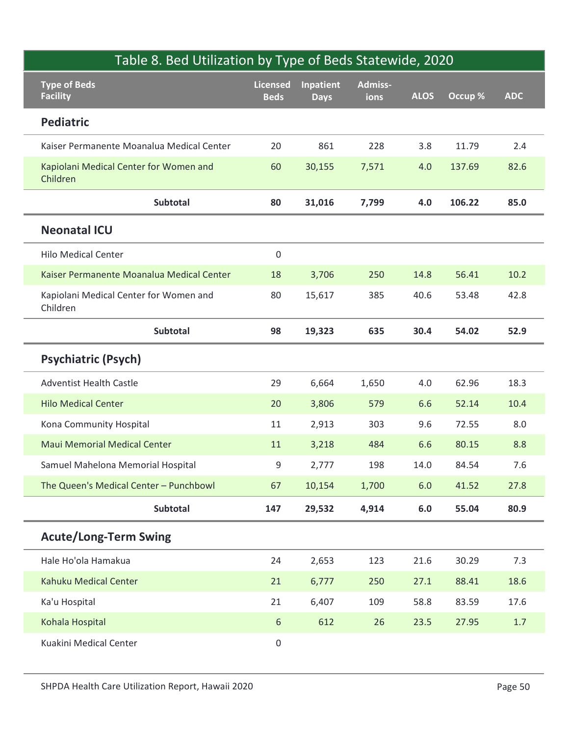## Table 8. Bed Utilization by Type of Beds Statewide, 2020

| Type of Beds Facility | Licensed Beds | Inpatient Days | Admiss-ions | ALOS | Occup % | ADC |
|---|---|---|---|---|---|---|
| **Pediatric** | | | | | | |
| Kaiser Permanente Moanalua Medical Center | 20 | 861 | 228 | 3.8 | 11.79 | 2.4 |
| Kapiolani Medical Center for Women and Children | 60 | 30,155 | 7,571 | 4.0 | 137.69 | 82.6 |
| **Subtotal** | **80** | **31,016** | **7,799** | **4.0** | **106.22** | **85.0** |
| **Neonatal ICU** | | | | | | |
| Hilo Medical Center | 0 | | | | | |
| Kaiser Permanente Moanalua Medical Center | 18 | 3,706 | 250 | 14.8 | 56.41 | 10.2 |
| Kapiolani Medical Center for Women and Children | 80 | 15,617 | 385 | 40.6 | 53.48 | 42.8 |
| **Subtotal** | **98** | **19,323** | **635** | **30.4** | **54.02** | **52.9** |
| **Psychiatric (Psych)** | | | | | | |
| Adventist Health Castle | 29 | 6,664 | 1,650 | 4.0 | 62.96 | 18.3 |
| Hilo Medical Center | 20 | 3,806 | 579 | 6.6 | 52.14 | 10.4 |
| Kona Community Hospital | 11 | 2,913 | 303 | 9.6 | 72.55 | 8.0 |
| Maui Memorial Medical Center | 11 | 3,218 | 484 | 6.6 | 80.15 | 8.8 |
| Samuel Mahelona Memorial Hospital | 9 | 2,777 | 198 | 14.0 | 84.54 | 7.6 |
| The Queen's Medical Center – Punchbowl | 67 | 10,154 | 1,700 | 6.0 | 41.52 | 27.8 |
| **Subtotal** | **147** | **29,532** | **4,914** | **6.0** | **55.04** | **80.9** |
| **Acute/Long-Term Swing** | | | | | | |
| Hale Ho'ola Hamakua | 24 | 2,653 | 123 | 21.6 | 30.29 | 7.3 |
| Kahuku Medical Center | 21 | 6,777 | 250 | 27.1 | 88.41 | 18.6 |
| Ka'u Hospital | 21 | 6,407 | 109 | 58.8 | 83.59 | 17.6 |
| Kohala Hospital | 6 | 612 | 26 | 23.5 | 27.95 | 1.7 |
| Kuakini Medical Center | 0 | | | | | |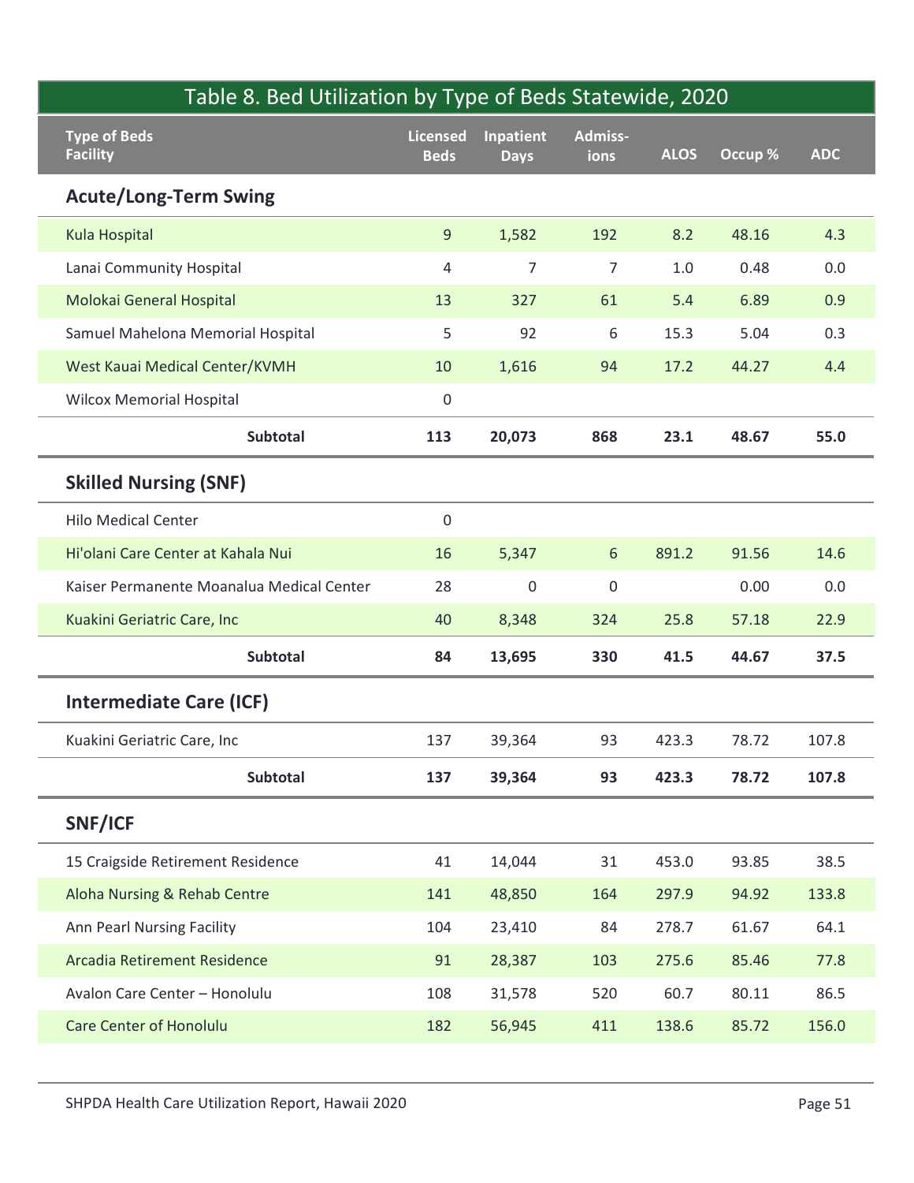## Table 8. Bed Utilization by Type of Beds Statewide, 2020

| Type of Beds Facility | Licensed Beds | Inpatient Days | Admiss-ions | ALOS | Occup % | ADC |
|---|---|---|---|---|---|---|
| **Acute/Long-Term Swing** | | | | | | |
| Kula Hospital | 9 | 1,582 | 192 | 8.2 | 48.16 | 4.3 |
| Lanai Community Hospital | 4 | 7 | 7 | 1.0 | 0.48 | 0.0 |
| Molokai General Hospital | 13 | 327 | 61 | 5.4 | 6.89 | 0.9 |
| Samuel Mahelona Memorial Hospital | 5 | 92 | 6 | 15.3 | 5.04 | 0.3 |
| West Kauai Medical Center/KVMH | 10 | 1,616 | 94 | 17.2 | 44.27 | 4.4 |
| Wilcox Memorial Hospital | 0 | | | | | |
| **Subtotal** | **113** | **20,073** | **868** | **23.1** | **48.67** | **55.0** |
| **Skilled Nursing (SNF)** | | | | | | |
| Hilo Medical Center | 0 | | | | | |
| Hi'olani Care Center at Kahala Nui | 16 | 5,347 | 6 | 891.2 | 91.56 | 14.6 |
| Kaiser Permanente Moanalua Medical Center | 28 | 0 | 0 | | 0.00 | 0.0 |
| Kuakini Geriatric Care, Inc | 40 | 8,348 | 324 | 25.8 | 57.18 | 22.9 |
| **Subtotal** | **84** | **13,695** | **330** | **41.5** | **44.67** | **37.5** |
| **Intermediate Care (ICF)** | | | | | | |
| Kuakini Geriatric Care, Inc | 137 | 39,364 | 93 | 423.3 | 78.72 | 107.8 |
| **Subtotal** | **137** | **39,364** | **93** | **423.3** | **78.72** | **107.8** |
| **SNF/ICF** | | | | | | |
| 15 Craigside Retirement Residence | 41 | 14,044 | 31 | 453.0 | 93.85 | 38.5 |
| Aloha Nursing & Rehab Centre | 141 | 48,850 | 164 | 297.9 | 94.92 | 133.8 |
| Ann Pearl Nursing Facility | 104 | 23,410 | 84 | 278.7 | 61.67 | 64.1 |
| Arcadia Retirement Residence | 91 | 28,387 | 103 | 275.6 | 85.46 | 77.8 |
| Avalon Care Center – Honolulu | 108 | 31,578 | 520 | 60.7 | 80.11 | 86.5 |
| Care Center of Honolulu | 182 | 56,945 | 411 | 138.6 | 85.72 | 156.0 |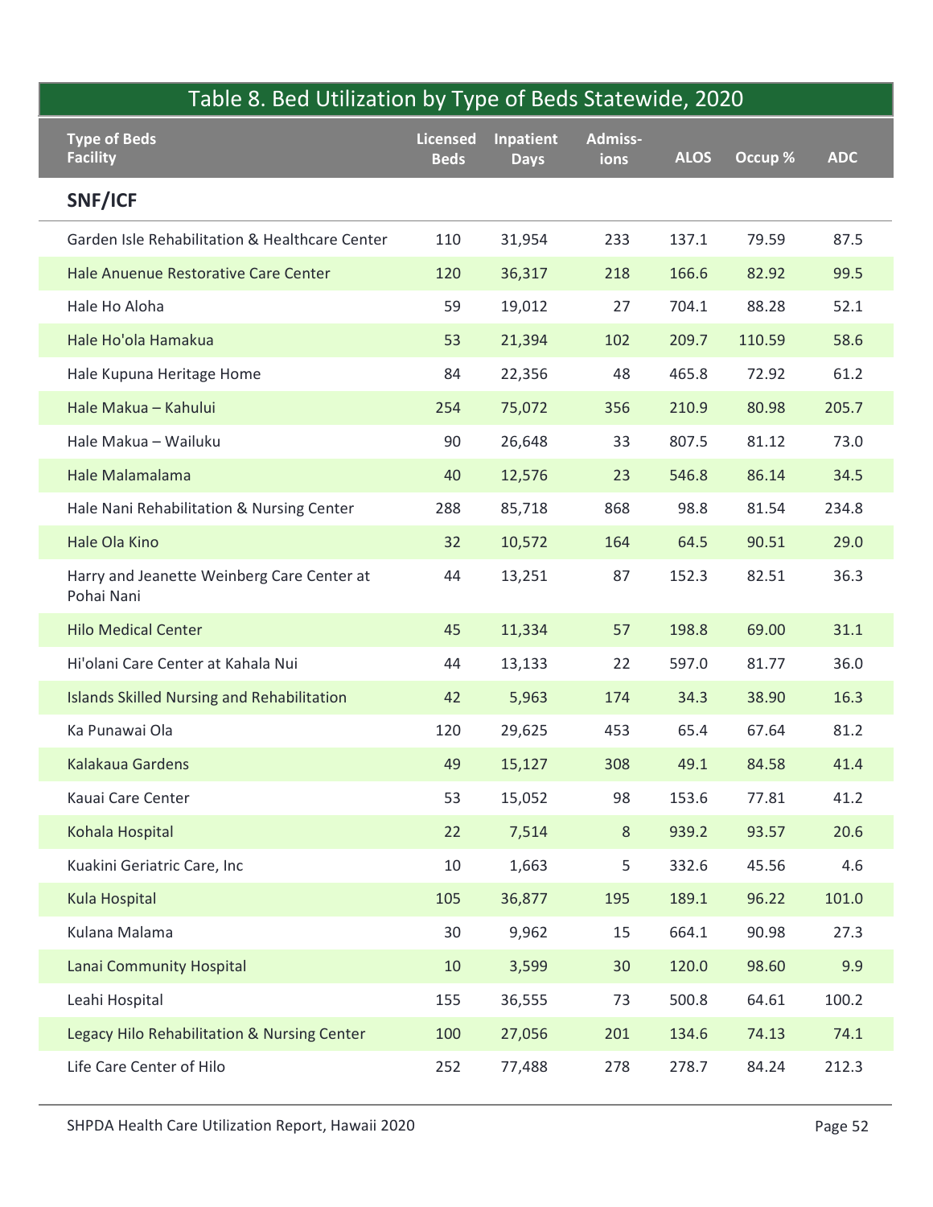## Table 8. Bed Utilization by Type of Beds Statewide, 2020

| Type of Beds Facility | Licensed Beds | Inpatient Days | Admiss-ions | ALOS | Occup % | ADC |
|---|---|---|---|---|---|---|
| **SNF/ICF** | | | | | | |
| Garden Isle Rehabilitation & Healthcare Center | 110 | 31,954 | 233 | 137.1 | 79.59 | 87.5 |
| Hale Anuenue Restorative Care Center | 120 | 36,317 | 218 | 166.6 | 82.92 | 99.5 |
| Hale Ho Aloha | 59 | 19,012 | 27 | 704.1 | 88.28 | 52.1 |
| Hale Ho'ola Hamakua | 53 | 21,394 | 102 | 209.7 | 110.59 | 58.6 |
| Hale Kupuna Heritage Home | 84 | 22,356 | 48 | 465.8 | 72.92 | 61.2 |
| Hale Makua – Kahului | 254 | 75,072 | 356 | 210.9 | 80.98 | 205.7 |
| Hale Makua – Wailuku | 90 | 26,648 | 33 | 807.5 | 81.12 | 73.0 |
| Hale Malamalama | 40 | 12,576 | 23 | 546.8 | 86.14 | 34.5 |
| Hale Nani Rehabilitation & Nursing Center | 288 | 85,718 | 868 | 98.8 | 81.54 | 234.8 |
| Hale Ola Kino | 32 | 10,572 | 164 | 64.5 | 90.51 | 29.0 |
| Harry and Jeanette Weinberg Care Center at Pohai Nani | 44 | 13,251 | 87 | 152.3 | 82.51 | 36.3 |
| Hilo Medical Center | 45 | 11,334 | 57 | 198.8 | 69.00 | 31.1 |
| Hi'olani Care Center at Kahala Nui | 44 | 13,133 | 22 | 597.0 | 81.77 | 36.0 |
| Islands Skilled Nursing and Rehabilitation | 42 | 5,963 | 174 | 34.3 | 38.90 | 16.3 |
| Ka Punawai Ola | 120 | 29,625 | 453 | 65.4 | 67.64 | 81.2 |
| Kalakaua Gardens | 49 | 15,127 | 308 | 49.1 | 84.58 | 41.4 |
| Kauai Care Center | 53 | 15,052 | 98 | 153.6 | 77.81 | 41.2 |
| Kohala Hospital | 22 | 7,514 | 8 | 939.2 | 93.57 | 20.6 |
| Kuakini Geriatric Care, Inc | 10 | 1,663 | 5 | 332.6 | 45.56 | 4.6 |
| Kula Hospital | 105 | 36,877 | 195 | 189.1 | 96.22 | 101.0 |
| Kulana Malama | 30 | 9,962 | 15 | 664.1 | 90.98 | 27.3 |
| Lanai Community Hospital | 10 | 3,599 | 30 | 120.0 | 98.60 | 9.9 |
| Leahi Hospital | 155 | 36,555 | 73 | 500.8 | 64.61 | 100.2 |
| Legacy Hilo Rehabilitation & Nursing Center | 100 | 27,056 | 201 | 134.6 | 74.13 | 74.1 |
| Life Care Center of Hilo | 252 | 77,488 | 278 | 278.7 | 84.24 | 212.3 |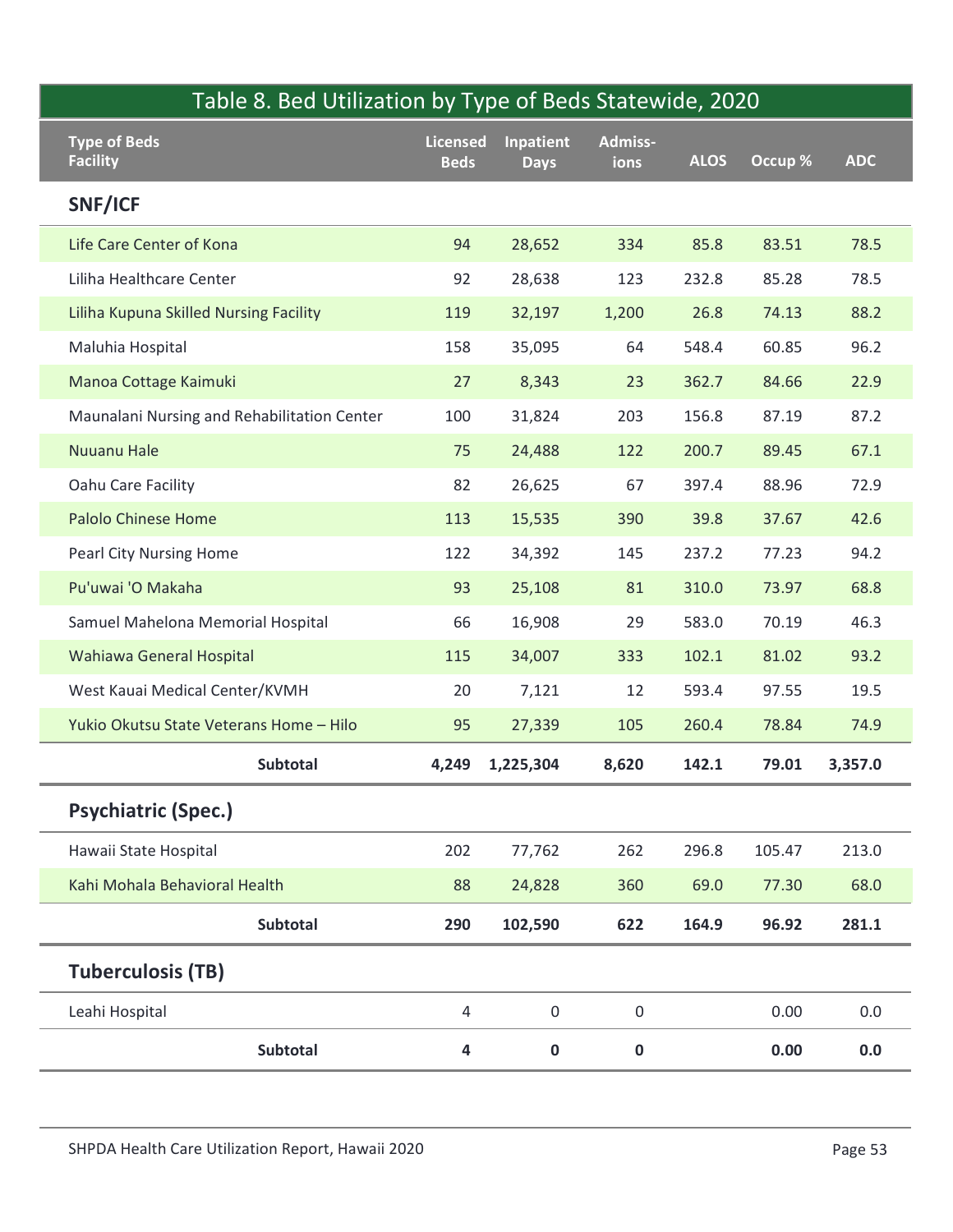## Table 8. Bed Utilization by Type of Beds Statewide, 2020

| Type of Beds Facility | Licensed Beds | Inpatient Days | Admiss-ions | ALOS | Occup % | ADC |
|---|---|---|---|---|---|---|
| **SNF/ICF** | | | | | | |
| Life Care Center of Kona | 94 | 28,652 | 334 | 85.8 | 83.51 | 78.5 |
| Liliha Healthcare Center | 92 | 28,638 | 123 | 232.8 | 85.28 | 78.5 |
| Liliha Kupuna Skilled Nursing Facility | 119 | 32,197 | 1,200 | 26.8 | 74.13 | 88.2 |
| Maluhia Hospital | 158 | 35,095 | 64 | 548.4 | 60.85 | 96.2 |
| Manoa Cottage Kaimuki | 27 | 8,343 | 23 | 362.7 | 84.66 | 22.9 |
| Maunalani Nursing and Rehabilitation Center | 100 | 31,824 | 203 | 156.8 | 87.19 | 87.2 |
| Nuuanu Hale | 75 | 24,488 | 122 | 200.7 | 89.45 | 67.1 |
| Oahu Care Facility | 82 | 26,625 | 67 | 397.4 | 88.96 | 72.9 |
| Palolo Chinese Home | 113 | 15,535 | 390 | 39.8 | 37.67 | 42.6 |
| Pearl City Nursing Home | 122 | 34,392 | 145 | 237.2 | 77.23 | 94.2 |
| Pu'uwai 'O Makaha | 93 | 25,108 | 81 | 310.0 | 73.97 | 68.8 |
| Samuel Mahelona Memorial Hospital | 66 | 16,908 | 29 | 583.0 | 70.19 | 46.3 |
| Wahiawa General Hospital | 115 | 34,007 | 333 | 102.1 | 81.02 | 93.2 |
| West Kauai Medical Center/KVMH | 20 | 7,121 | 12 | 593.4 | 97.55 | 19.5 |
| Yukio Okutsu State Veterans Home – Hilo | 95 | 27,339 | 105 | 260.4 | 78.84 | 74.9 |
| **Subtotal** | **4,249** | **1,225,304** | **8,620** | **142.1** | **79.01** | **3,357.0** |
| **Psychiatric (Spec.)** | | | | | | |
| Hawaii State Hospital | 202 | 77,762 | 262 | 296.8 | 105.47 | 213.0 |
| Kahi Mohala Behavioral Health | 88 | 24,828 | 360 | 69.0 | 77.30 | 68.0 |
| **Subtotal** | **290** | **102,590** | **622** | **164.9** | **96.92** | **281.1** |
| **Tuberculosis (TB)** | | | | | | |
| Leahi Hospital | 4 | 0 | 0 | | 0.00 | 0.0 |
| **Subtotal** | **4** | **0** | **0** | | **0.00** | **0.0** |

SHPDA Health Care Utilization Report, Hawaii 2020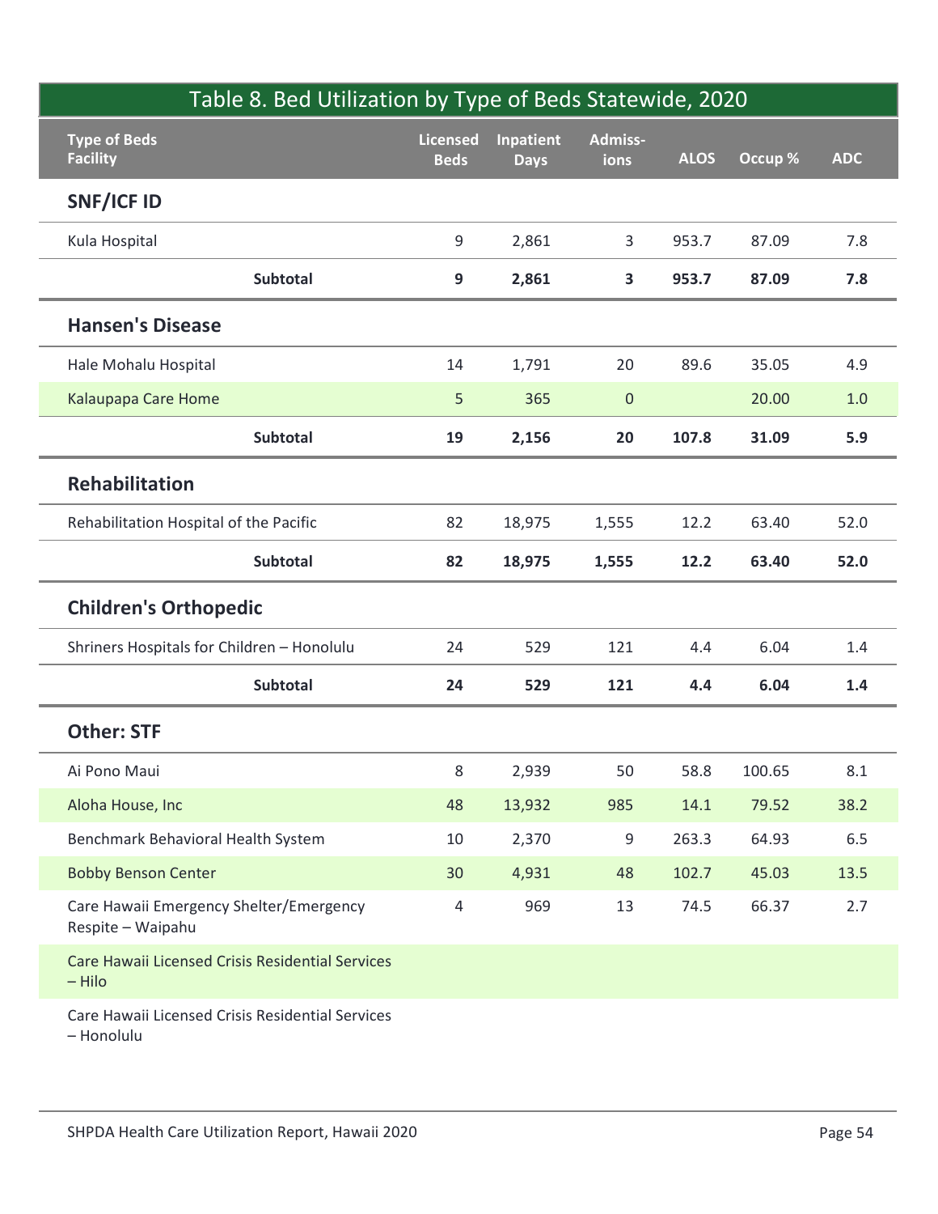## Table 8. Bed Utilization by Type of Beds Statewide, 2020

| Type of Beds Facility | Licensed Beds | Inpatient Days | Admiss-ions | ALOS | Occup % | ADC |
|---|---|---|---|---|---|---|
| **SNF/ICF ID** | | | | | | |
| Kula Hospital | 9 | 2,861 | 3 | 953.7 | 87.09 | 7.8 |
| **Subtotal** | **9** | **2,861** | **3** | **953.7** | **87.09** | **7.8** |
| **Hansen's Disease** | | | | | | |
| Hale Mohalu Hospital | 14 | 1,791 | 20 | 89.6 | 35.05 | 4.9 |
| Kalaupapa Care Home | 5 | 365 | 0 | | 20.00 | 1.0 |
| **Subtotal** | **19** | **2,156** | **20** | **107.8** | **31.09** | **5.9** |
| **Rehabilitation** | | | | | | |
| Rehabilitation Hospital of the Pacific | 82 | 18,975 | 1,555 | 12.2 | 63.40 | 52.0 |
| **Subtotal** | **82** | **18,975** | **1,555** | **12.2** | **63.40** | **52.0** |
| **Children's Orthopedic** | | | | | | |
| Shriners Hospitals for Children – Honolulu | 24 | 529 | 121 | 4.4 | 6.04 | 1.4 |
| **Subtotal** | **24** | **529** | **121** | **4.4** | **6.04** | **1.4** |
| **Other: STF** | | | | | | |
| Ai Pono Maui | 8 | 2,939 | 50 | 58.8 | 100.65 | 8.1 |
| Aloha House, Inc | 48 | 13,932 | 985 | 14.1 | 79.52 | 38.2 |
| Benchmark Behavioral Health System | 10 | 2,370 | 9 | 263.3 | 64.93 | 6.5 |
| Bobby Benson Center | 30 | 4,931 | 48 | 102.7 | 45.03 | 13.5 |
| Care Hawaii Emergency Shelter/Emergency Respite – Waipahu | 4 | 969 | 13 | 74.5 | 66.37 | 2.7 |
| Care Hawaii Licensed Crisis Residential Services – Hilo | | | | | | |
| Care Hawaii Licensed Crisis Residential Services – Honolulu | | | | | | |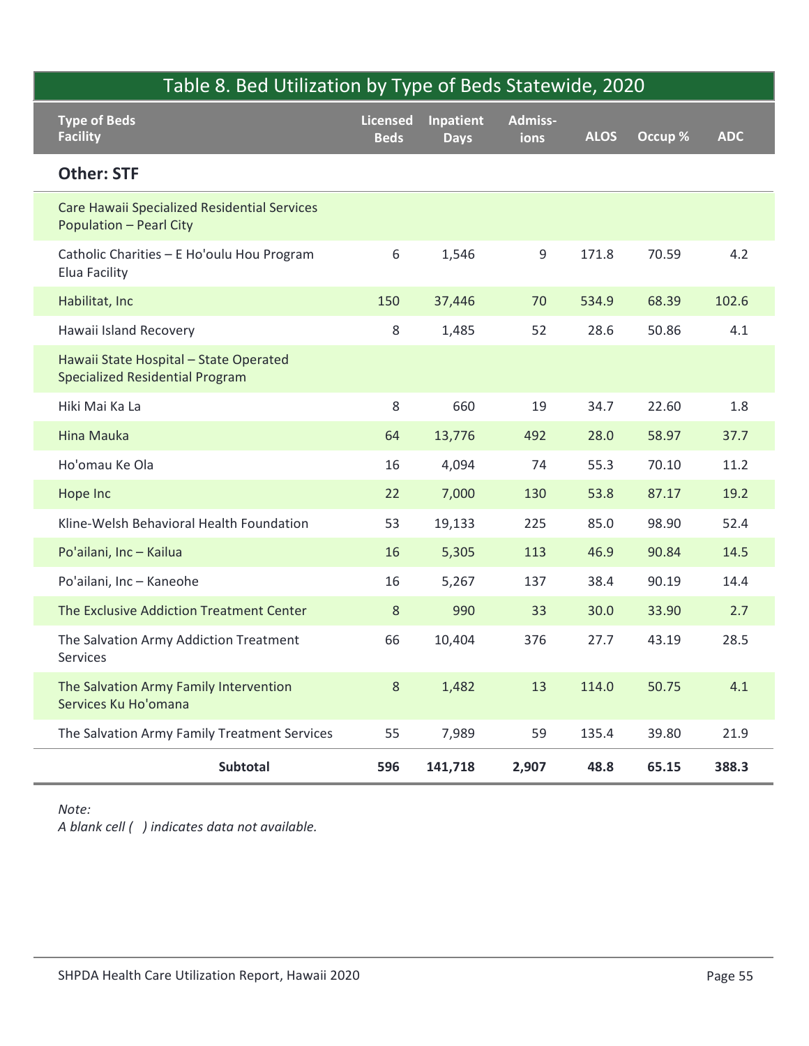# Table 8. Bed Utilization by Type of Beds Statewide, 2020

| Type of Beds Facility | Licensed Beds | Inpatient Days | Admiss-ions | ALOS | Occup % | ADC |
|---|---|---|---|---|---|---|
| **Other: STF** | | | | | | |
| Care Hawaii Specialized Residential Services Population – Pearl City | | | | | | |
| Catholic Charities – E Ho'oulu Hou Program Elua Facility | 6 | 1,546 | 9 | 171.8 | 70.59 | 4.2 |
| Habilitat, Inc | 150 | 37,446 | 70 | 534.9 | 68.39 | 102.6 |
| Hawaii Island Recovery | 8 | 1,485 | 52 | 28.6 | 50.86 | 4.1 |
| Hawaii State Hospital – State Operated Specialized Residential Program | | | | | | |
| Hiki Mai Ka La | 8 | 660 | 19 | 34.7 | 22.60 | 1.8 |
| Hina Mauka | 64 | 13,776 | 492 | 28.0 | 58.97 | 37.7 |
| Ho'omau Ke Ola | 16 | 4,094 | 74 | 55.3 | 70.10 | 11.2 |
| Hope Inc | 22 | 7,000 | 130 | 53.8 | 87.17 | 19.2 |
| Kline-Welsh Behavioral Health Foundation | 53 | 19,133 | 225 | 85.0 | 98.90 | 52.4 |
| Po'ailani, Inc – Kailua | 16 | 5,305 | 113 | 46.9 | 90.84 | 14.5 |
| Po'ailani, Inc – Kaneohe | 16 | 5,267 | 137 | 38.4 | 90.19 | 14.4 |
| The Exclusive Addiction Treatment Center | 8 | 990 | 33 | 30.0 | 33.90 | 2.7 |
| The Salvation Army Addiction Treatment Services | 66 | 10,404 | 376 | 27.7 | 43.19 | 28.5 |
| The Salvation Army Family Intervention Services Ku Ho'omana | 8 | 1,482 | 13 | 114.0 | 50.75 | 4.1 |
| The Salvation Army Family Treatment Services | 55 | 7,989 | 59 | 135.4 | 39.80 | 21.9 |
| **Subtotal** | **596** | **141,718** | **2,907** | **48.8** | **65.15** | **388.3** |

*Note:*
*A blank cell ( ) indicates data not available.*